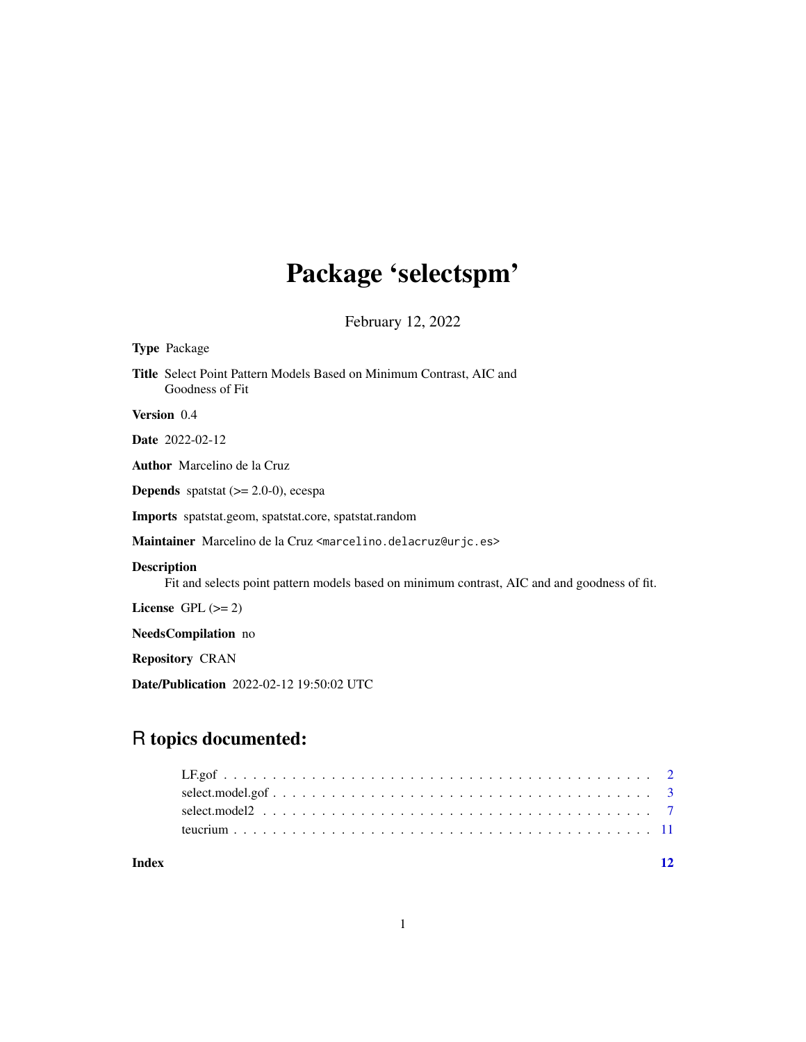# Package 'selectspm'

February 12, 2022

**Type** Package

**Title** Select Point Pattern Models Based on Minimum Contrast, AIC and Goodness of Fit

**Version** 0.4

**Date** 2022-02-12

**Author** Marcelino de la Cruz

**Depends** spatstat (>= 2.0-0), ecespa

**Imports** spatstat.geom, spatstat.core, spatstat.random

**Maintainer** Marcelino de la Cruz <marcelino.delacruz@urjc.es>

**Description**
Fit and selects point pattern models based on minimum contrast, AIC and and goodness of fit.

**License** GPL (>= 2)

**NeedsCompilation** no

**Repository** CRAN

**Date/Publication** 2022-02-12 19:50:02 UTC

## R topics documented:

LF.gof . . . . . . . . . . . . . . . . . . . . . . . . . . . . . . . . . . . . . . . . . . . 2
select.model.gof . . . . . . . . . . . . . . . . . . . . . . . . . . . . . . . . . . . . . . 3
select.model2 . . . . . . . . . . . . . . . . . . . . . . . . . . . . . . . . . . . . . . . 7
teucrium . . . . . . . . . . . . . . . . . . . . . . . . . . . . . . . . . . . . . . . . . . 11

**Index** 12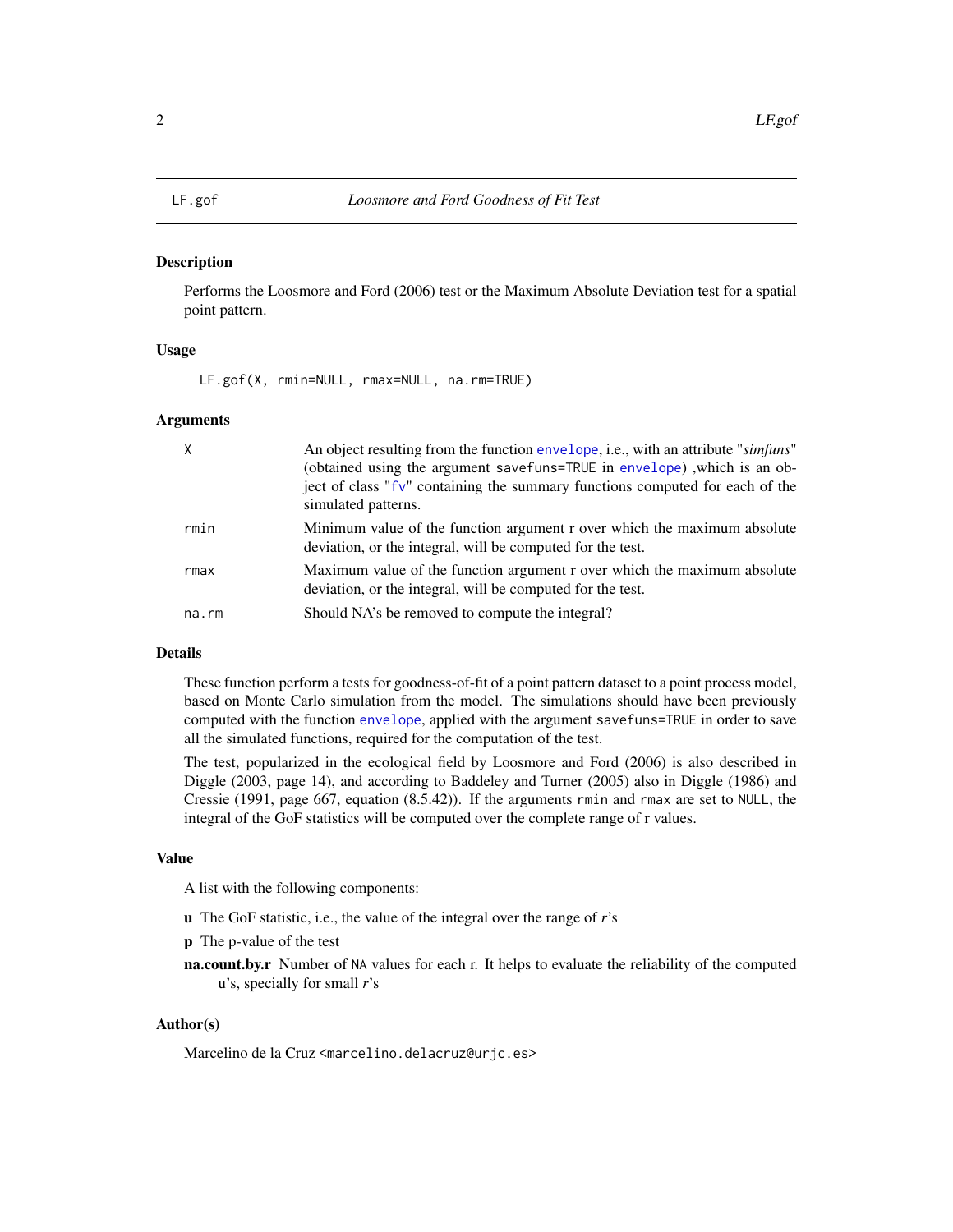# LF.gof — *Loosmore and Ford Goodness of Fit Test*

## Description

Performs the Loosmore and Ford (2006) test or the Maximum Absolute Deviation test for a spatial point pattern.

## Usage

```
LF.gof(X, rmin=NULL, rmax=NULL, na.rm=TRUE)
```

## Arguments

| | |
|---|---|
| `X` | An object resulting from the function `envelope`, i.e., with an attribute "*simfuns*" (obtained using the argument `savefuns=TRUE` in `envelope`) ,which is an object of class "`fv`" containing the summary functions computed for each of the simulated patterns. |
| `rmin` | Minimum value of the function argument r over which the maximum absolute deviation, or the integral, will be computed for the test. |
| `rmax` | Maximum value of the function argument r over which the maximum absolute deviation, or the integral, will be computed for the test. |
| `na.rm` | Should NA's be removed to compute the integral? |

## Details

These function perform a tests for goodness-of-fit of a point pattern dataset to a point process model, based on Monte Carlo simulation from the model. The simulations should have been previously computed with the function `envelope`, applied with the argument `savefuns=TRUE` in order to save all the simulated functions, required for the computation of the test.

The test, popularized in the ecological field by Loosmore and Ford (2006) is also described in Diggle (2003, page 14), and according to Baddeley and Turner (2005) also in Diggle (1986) and Cressie (1991, page 667, equation (8.5.42)). If the arguments `rmin` and `rmax` are set to `NULL`, the integral of the GoF statistics will be computed over the complete range of r values.

## Value

A list with the following components:

- **u** The GoF statistic, i.e., the value of the integral over the range of $r$'s
- **p** The p-value of the test
- **na.count.by.r** Number of `NA` values for each r. It helps to evaluate the reliability of the computed u's, specially for small $r$'s

## Author(s)

Marcelino de la Cruz <marcelino.delacruz@urjc.es>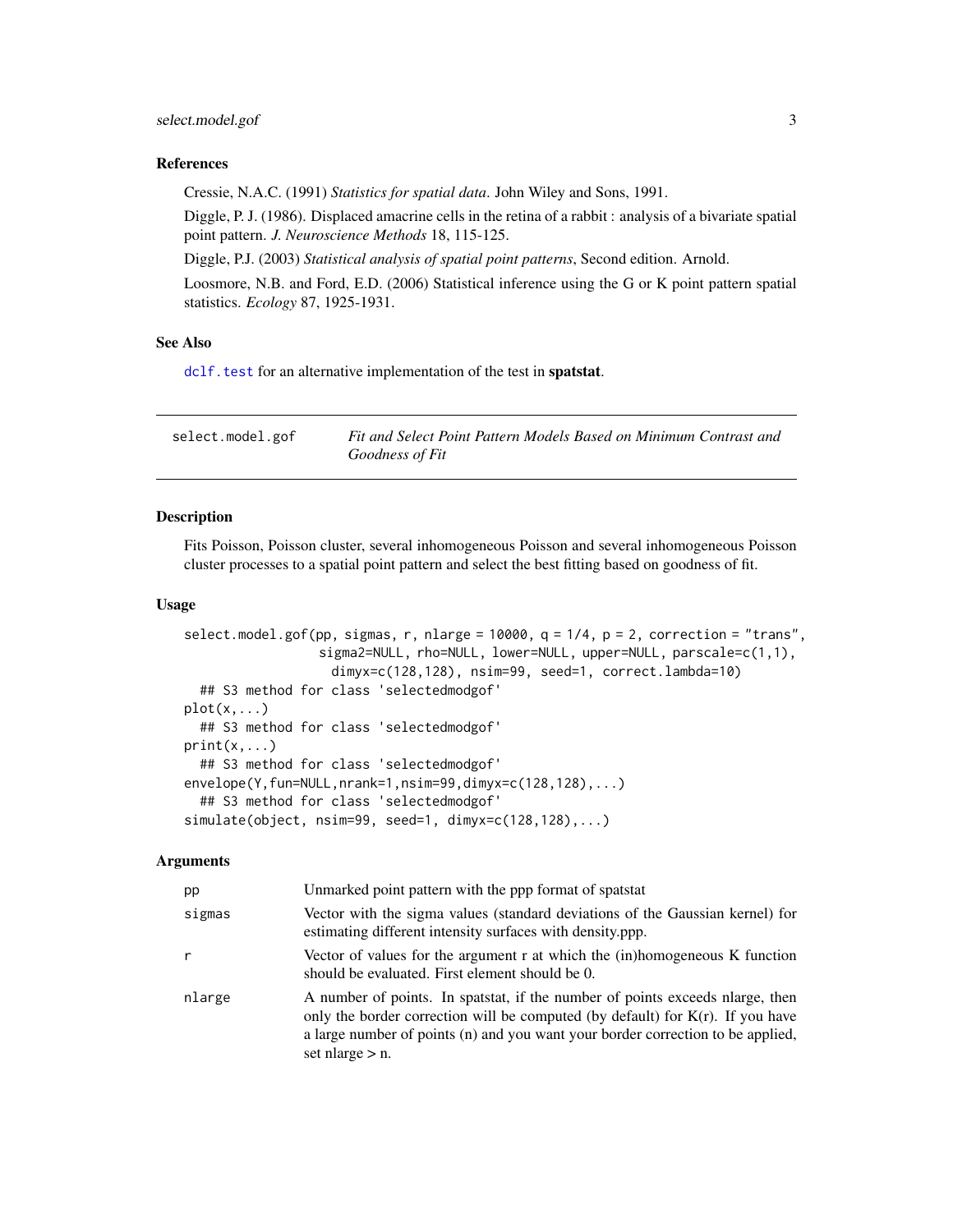## References

Cressie, N.A.C. (1991) *Statistics for spatial data*. John Wiley and Sons, 1991.

Diggle, P. J. (1986). Displaced amacrine cells in the retina of a rabbit : analysis of a bivariate spatial point pattern. *J. Neuroscience Methods* 18, 115-125.

Diggle, P.J. (2003) *Statistical analysis of spatial point patterns*, Second edition. Arnold.

Loosmore, N.B. and Ford, E.D. (2006) Statistical inference using the G or K point pattern spatial statistics. *Ecology* 87, 1925-1931.

## See Also

`dclf.test` for an alternative implementation of the test in **spatstat**.

---

# select.model.gof — *Fit and Select Point Pattern Models Based on Minimum Contrast and Goodness of Fit*

---

## Description

Fits Poisson, Poisson cluster, several inhomogeneous Poisson and several inhomogeneous Poisson cluster processes to a spatial point pattern and select the best fitting based on goodness of fit.

## Usage

```
select.model.gof(pp, sigmas, r, nlarge = 10000, q = 1/4, p = 2, correction = "trans",
                 sigma2=NULL, rho=NULL, lower=NULL, upper=NULL, parscale=c(1,1),
                   dimyx=c(128,128), nsim=99, seed=1, correct.lambda=10)
  ## S3 method for class 'selectedmodgof'
plot(x,...)
  ## S3 method for class 'selectedmodgof'
print(x,...)
  ## S3 method for class 'selectedmodgof'
envelope(Y,fun=NULL,nrank=1,nsim=99,dimyx=c(128,128),...)
  ## S3 method for class 'selectedmodgof'
simulate(object, nsim=99, seed=1, dimyx=c(128,128),...)
```

## Arguments

| | |
|---|---|
| `pp` | Unmarked point pattern with the ppp format of spatstat |
| `sigmas` | Vector with the sigma values (standard deviations of the Gaussian kernel) for estimating different intensity surfaces with density.ppp. |
| `r` | Vector of values for the argument r at which the (in)homogeneous K function should be evaluated. First element should be 0. |
| `nlarge` | A number of points. In spatstat, if the number of points exceeds nlarge, then only the border correction will be computed (by default) for K(r). If you have a large number of points (n) and you want your border correction to be applied, set nlarge > n. |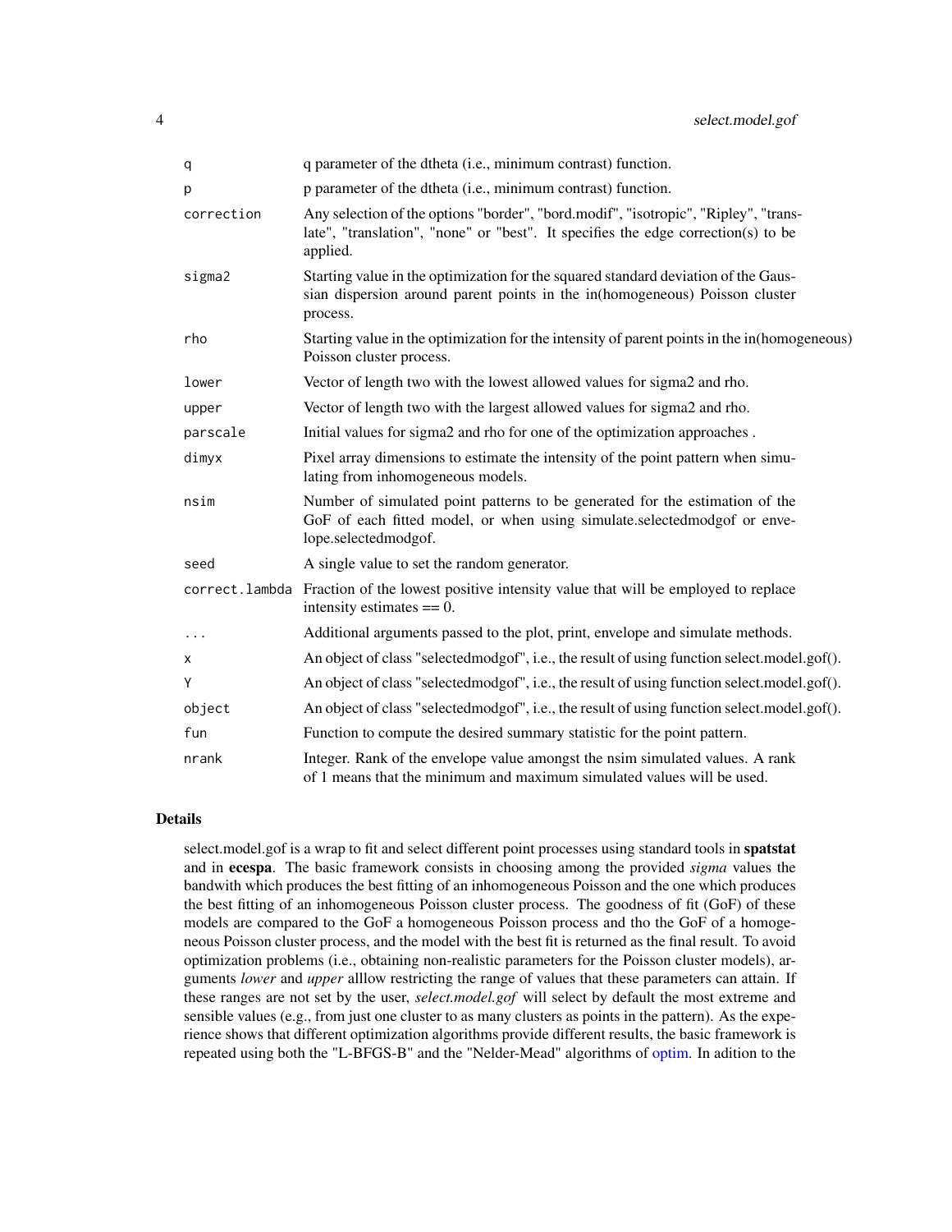| | |
|---|---|
| q | q parameter of the dtheta (i.e., minimum contrast) function. |
| p | p parameter of the dtheta (i.e., minimum contrast) function. |
| correction | Any selection of the options "border", "bord.modif", "isotropic", "Ripley", "translate", "translation", "none" or "best". It specifies the edge correction(s) to be applied. |
| sigma2 | Starting value in the optimization for the squared standard deviation of the Gaussian dispersion around parent points in the in(homogeneous) Poisson cluster process. |
| rho | Starting value in the optimization for the intensity of parent points in the in(homogeneous) Poisson cluster process. |
| lower | Vector of length two with the lowest allowed values for sigma2 and rho. |
| upper | Vector of length two with the largest allowed values for sigma2 and rho. |
| parscale | Initial values for sigma2 and rho for one of the optimization approaches . |
| dimyx | Pixel array dimensions to estimate the intensity of the point pattern when simulating from inhomogeneous models. |
| nsim | Number of simulated point patterns to be generated for the estimation of the GoF of each fitted model, or when using simulate.selectedmodgof or envelope.selectedmodgof. |
| seed | A single value to set the random generator. |
| correct.lambda | Fraction of the lowest positive intensity value that will be employed to replace intensity estimates == 0. |
| ... | Additional arguments passed to the plot, print, envelope and simulate methods. |
| x | An object of class "selectedmodgof", i.e., the result of using function select.model.gof(). |
| Y | An object of class "selectedmodgof", i.e., the result of using function select.model.gof(). |
| object | An object of class "selectedmodgof", i.e., the result of using function select.model.gof(). |
| fun | Function to compute the desired summary statistic for the point pattern. |
| nrank | Integer. Rank of the envelope value amongst the nsim simulated values. A rank of 1 means that the minimum and maximum simulated values will be used. |

## Details

select.model.gof is a wrap to fit and select different point processes using standard tools in **spatstat** and in **ecespa**. The basic framework consists in choosing among the provided *sigma* values the bandwith which produces the best fitting of an inhomogeneous Poisson and the one which produces the best fitting of an inhomogeneous Poisson cluster process. The goodness of fit (GoF) of these models are compared to the GoF a homogeneous Poisson process and tho the GoF of a homogeneous Poisson cluster process, and the model with the best fit is returned as the final result. To avoid optimization problems (i.e., obtaining non-realistic parameters for the Poisson cluster models), arguments *lower* and *upper* alllow restricting the range of values that these parameters can attain. If these ranges are not set by the user, *select.model.gof* will select by default the most extreme and sensible values (e.g., from just one cluster to as many clusters as points in the pattern). As the experience shows that different optimization algorithms provide different results, the basic framework is repeated using both the "L-BFGS-B" and the "Nelder-Mead" algorithms of optim. In adition to the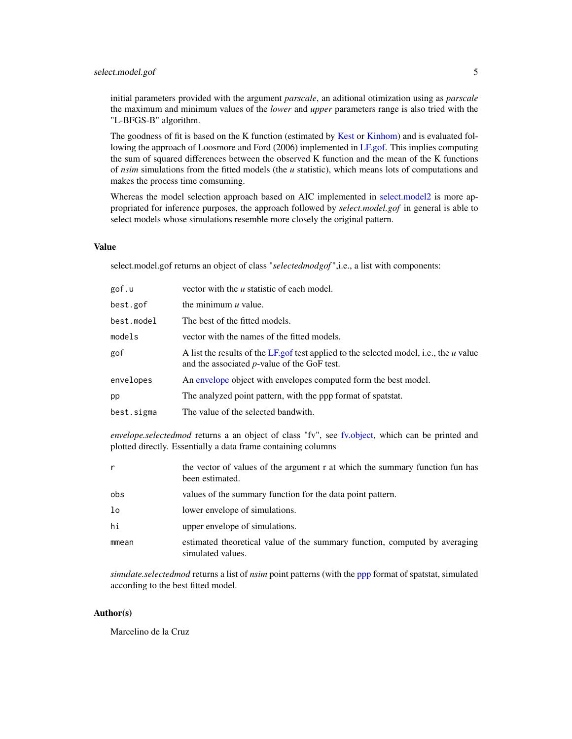initial parameters provided with the argument *parscale*, an aditional otimization using as *parscale* the maximum and minimum values of the *lower* and *upper* parameters range is also tried with the "L-BFGS-B" algorithm.

The goodness of fit is based on the K function (estimated by Kest or Kinhom) and is evaluated following the approach of Loosmore and Ford (2006) implemented in LF.gof. This implies computing the sum of squared differences between the observed K function and the mean of the K functions of *nsim* simulations from the fitted models (the *u* statistic), which means lots of computations and makes the process time comsuming.

Whereas the model selection approach based on AIC implemented in select.model2 is more appropriated for inference purposes, the approach followed by *select.model.gof* in general is able to select models whose simulations resemble more closely the original pattern.

## Value

select.model.gof returns an object of class "*selectedmodgof*",i.e., a list with components:

| | |
|---|---|
| `gof.u` | vector with the *u* statistic of each model. |
| `best.gof` | the minimum *u* value. |
| `best.model` | The best of the fitted models. |
| `models` | vector with the names of the fitted models. |
| `gof` | A list the results of the LF.gof test applied to the selected model, i.e., the *u* value and the associated *p*-value of the GoF test. |
| `envelopes` | An envelope object with envelopes computed form the best model. |
| `pp` | The analyzed point pattern, with the ppp format of spatstat. |
| `best.sigma` | The value of the selected bandwith. |

*envelope.selectedmod* returns a an object of class "fv", see fv.object, which can be printed and plotted directly. Essentially a data frame containing columns

| | |
|---|---|
| `r` | the vector of values of the argument r at which the summary function fun has been estimated. |
| `obs` | values of the summary function for the data point pattern. |
| `lo` | lower envelope of simulations. |
| `hi` | upper envelope of simulations. |
| `mmean` | estimated theoretical value of the summary function, computed by averaging simulated values. |

*simulate.selectedmod* returns a list of *nsim* point patterns (with the ppp format of spatstat, simulated according to the best fitted model.

## Author(s)

Marcelino de la Cruz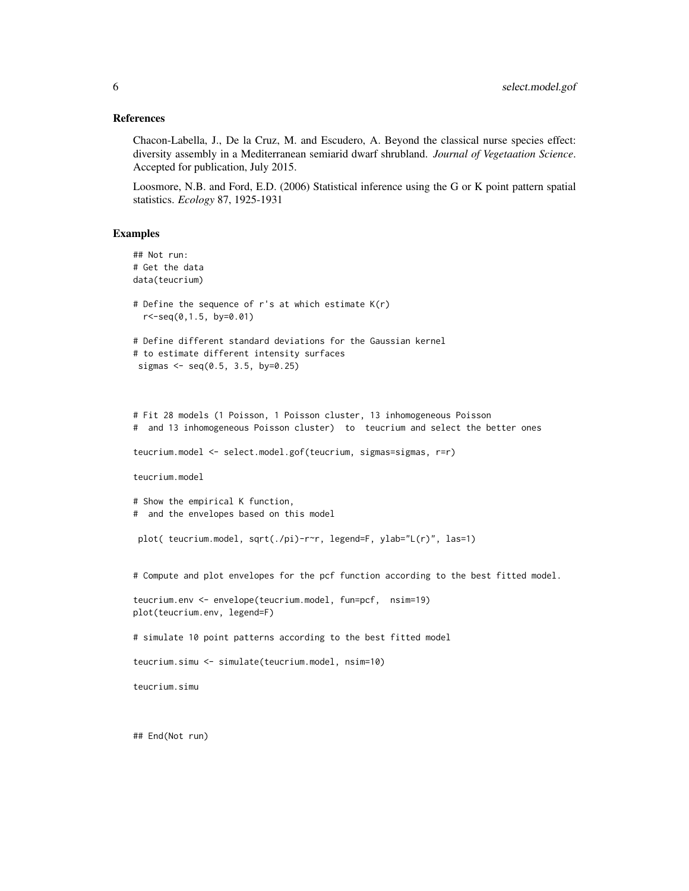## References

Chacon-Labella, J., De la Cruz, M. and Escudero, A. Beyond the classical nurse species effect: diversity assembly in a Mediterranean semiarid dwarf shrubland. *Journal of Vegetaation Science*. Accepted for publication, July 2015.

Loosmore, N.B. and Ford, E.D. (2006) Statistical inference using the G or K point pattern spatial statistics. *Ecology* 87, 1925-1931

## Examples

```
## Not run:
# Get the data
data(teucrium)

# Define the sequence of r's at which estimate K(r)
  r<-seq(0,1.5, by=0.01)

# Define different standard deviations for the Gaussian kernel
# to estimate different intensity surfaces
 sigmas <- seq(0.5, 3.5, by=0.25)



# Fit 28 models (1 Poisson, 1 Poisson cluster, 13 inhomogeneous Poisson
#  and 13 inhomogeneous Poisson cluster)  to  teucrium and select the better ones

teucrium.model <- select.model.gof(teucrium, sigmas=sigmas, r=r)

teucrium.model

# Show the empirical K function,
#  and the envelopes based on this model

 plot( teucrium.model, sqrt(./pi)-r~r, legend=F, ylab="L(r)", las=1)


# Compute and plot envelopes for the pcf function according to the best fitted model.

teucrium.env <- envelope(teucrium.model, fun=pcf,  nsim=19)
plot(teucrium.env, legend=F)

# simulate 10 point patterns according to the best fitted model

teucrium.simu <- simulate(teucrium.model, nsim=10)

teucrium.simu



## End(Not run)
```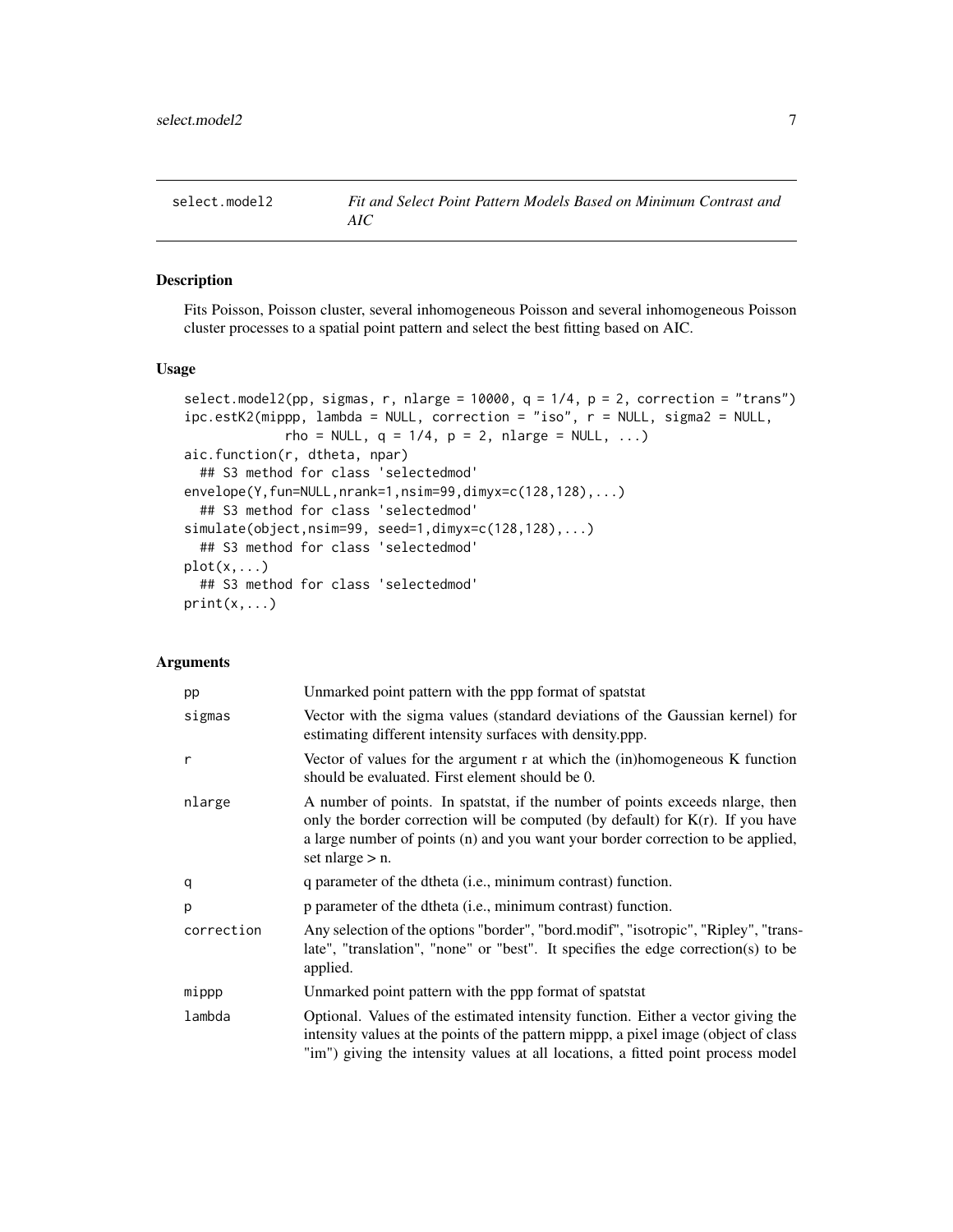# select.model2 — *Fit and Select Point Pattern Models Based on Minimum Contrast and AIC*

## Description

Fits Poisson, Poisson cluster, several inhomogeneous Poisson and several inhomogeneous Poisson cluster processes to a spatial point pattern and select the best fitting based on AIC.

## Usage

```
select.model2(pp, sigmas, r, nlarge = 10000, q = 1/4, p = 2, correction = "trans")
ipc.estK2(mippp, lambda = NULL, correction = "iso", r = NULL, sigma2 = NULL,
            rho = NULL, q = 1/4, p = 2, nlarge = NULL, ...)
aic.function(r, dtheta, npar)
  ## S3 method for class 'selectedmod'
envelope(Y,fun=NULL,nrank=1,nsim=99,dimyx=c(128,128),...)
  ## S3 method for class 'selectedmod'
simulate(object,nsim=99, seed=1,dimyx=c(128,128),...)
  ## S3 method for class 'selectedmod'
plot(x,...)
  ## S3 method for class 'selectedmod'
print(x,...)
```

## Arguments

| | |
|---|---|
| pp | Unmarked point pattern with the ppp format of spatstat |
| sigmas | Vector with the sigma values (standard deviations of the Gaussian kernel) for estimating different intensity surfaces with density.ppp. |
| r | Vector of values for the argument r at which the (in)homogeneous K function should be evaluated. First element should be 0. |
| nlarge | A number of points. In spatstat, if the number of points exceeds nlarge, then only the border correction will be computed (by default) for K(r). If you have a large number of points (n) and you want your border correction to be applied, set nlarge > n. |
| q | q parameter of the dtheta (i.e., minimum contrast) function. |
| p | p parameter of the dtheta (i.e., minimum contrast) function. |
| correction | Any selection of the options "border", "bord.modif", "isotropic", "Ripley", "translate", "translation", "none" or "best". It specifies the edge correction(s) to be applied. |
| mippp | Unmarked point pattern with the ppp format of spatstat |
| lambda | Optional. Values of the estimated intensity function. Either a vector giving the intensity values at the points of the pattern mippp, a pixel image (object of class "im") giving the intensity values at all locations, a fitted point process model |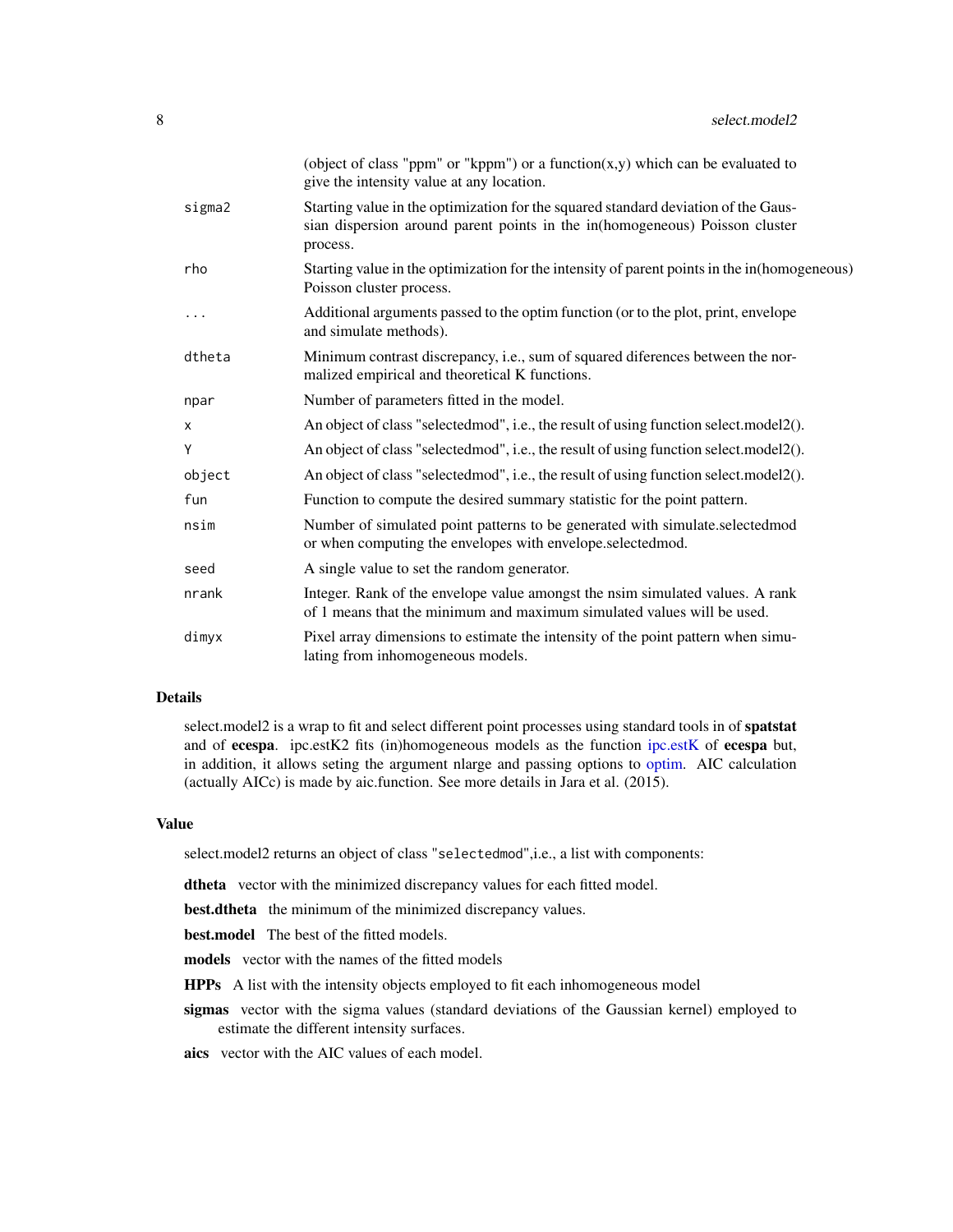| | |
|---|---|
| | (object of class "ppm" or "kppm") or a function(x,y) which can be evaluated to give the intensity value at any location. |
| `sigma2` | Starting value in the optimization for the squared standard deviation of the Gaussian dispersion around parent points in the in(homogeneous) Poisson cluster process. |
| `rho` | Starting value in the optimization for the intensity of parent points in the in(homogeneous) Poisson cluster process. |
| `...` | Additional arguments passed to the optim function (or to the plot, print, envelope and simulate methods). |
| `dtheta` | Minimum contrast discrepancy, i.e., sum of squared diferences between the normalized empirical and theoretical K functions. |
| `npar` | Number of parameters fitted in the model. |
| `x` | An object of class "selectedmod", i.e., the result of using function select.model2(). |
| `Y` | An object of class "selectedmod", i.e., the result of using function select.model2(). |
| `object` | An object of class "selectedmod", i.e., the result of using function select.model2(). |
| `fun` | Function to compute the desired summary statistic for the point pattern. |
| `nsim` | Number of simulated point patterns to be generated with simulate.selectedmod or when computing the envelopes with envelope.selectedmod. |
| `seed` | A single value to set the random generator. |
| `nrank` | Integer. Rank of the envelope value amongst the nsim simulated values. A rank of 1 means that the minimum and maximum simulated values will be used. |
| `dimyx` | Pixel array dimensions to estimate the intensity of the point pattern when simulating from inhomogeneous models. |

### Details

select.model2 is a wrap to fit and select different point processes using standard tools in of **spatstat** and of **ecespa**. ipc.estK2 fits (in)homogeneous models as the function ipc.estK of **ecespa** but, in addition, it allows seting the argument nlarge and passing options to optim. AIC calculation (actually AICc) is made by aic.function. See more details in Jara et al. (2015).

### Value

select.model2 returns an object of class `"selectedmod"`,i.e., a list with components:

**dtheta** vector with the minimized discrepancy values for each fitted model.

**best.dtheta** the minimum of the minimized discrepancy values.

**best.model** The best of the fitted models.

**models** vector with the names of the fitted models

**HPPs** A list with the intensity objects employed to fit each inhomogeneous model

**sigmas** vector with the sigma values (standard deviations of the Gaussian kernel) employed to estimate the different intensity surfaces.

**aics** vector with the AIC values of each model.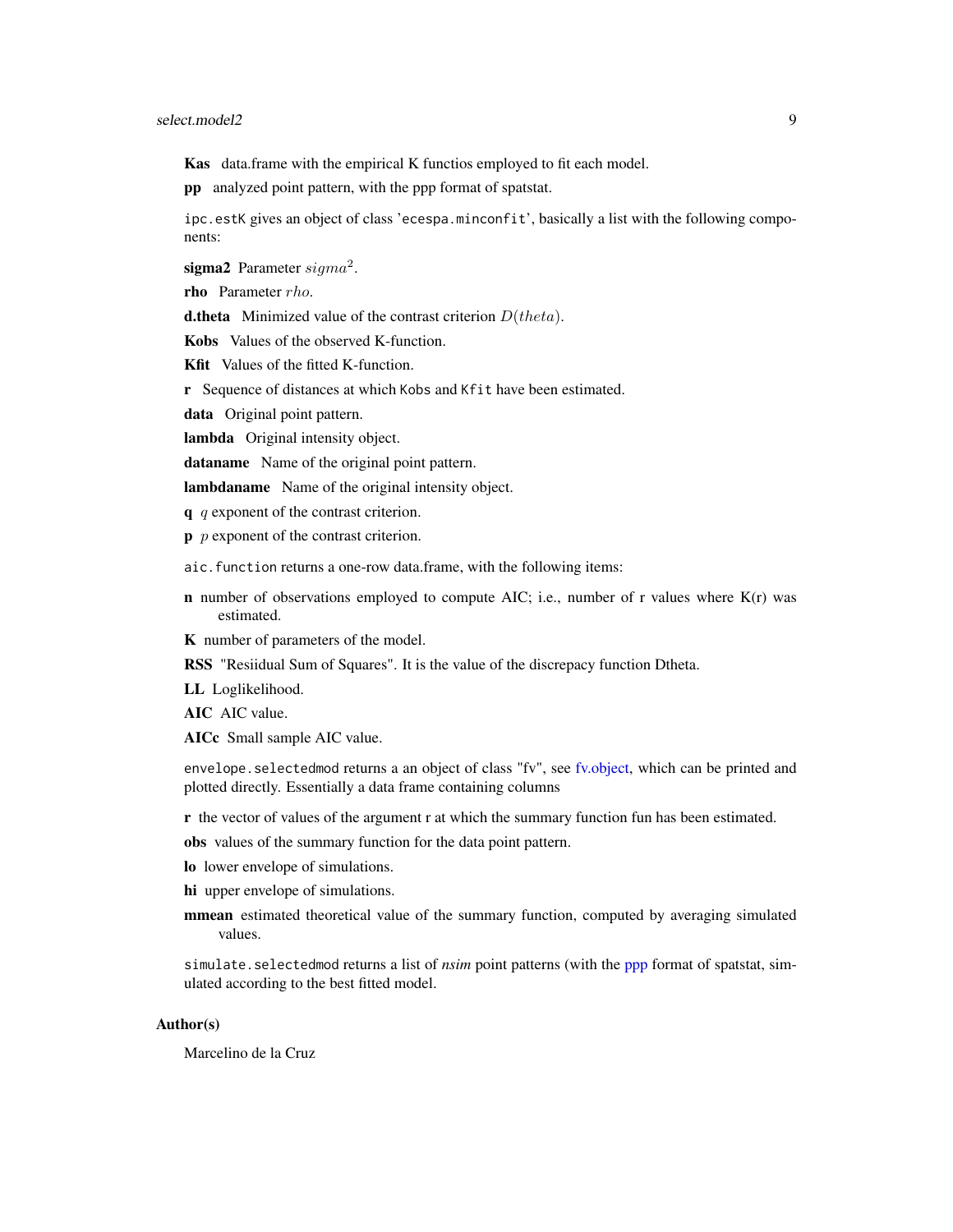**Kas** data.frame with the empirical K functios employed to fit each model.

**pp** analyzed point pattern, with the ppp format of spatstat.

`ipc.estK` gives an object of class '`ecespa.minconfit`', basically a list with the following components:

**sigma2** Parameter $sigma^2$.

**rho** Parameter $rho$.

**d.theta** Minimized value of the contrast criterion $D(theta)$.

**Kobs** Values of the observed K-function.

**Kfit** Values of the fitted K-function.

**r** Sequence of distances at which `Kobs` and `Kfit` have been estimated.

**data** Original point pattern.

**lambda** Original intensity object.

**dataname** Name of the original point pattern.

**lambdaname** Name of the original intensity object.

**q** $q$ exponent of the contrast criterion.

**p** $p$ exponent of the contrast criterion.

`aic.function` returns a one-row data.frame, with the following items:

**n** number of observations employed to compute AIC; i.e., number of r values where K(r) was estimated.

**K** number of parameters of the model.

**RSS** "Resiidual Sum of Squares". It is the value of the discrepacy function Dtheta.

**LL** Loglikelihood.

**AIC** AIC value.

**AICc** Small sample AIC value.

`envelope.selectedmod` returns a an object of class "fv", see fv.object, which can be printed and plotted directly. Essentially a data frame containing columns

**r** the vector of values of the argument r at which the summary function fun has been estimated.

**obs** values of the summary function for the data point pattern.

**lo** lower envelope of simulations.

**hi** upper envelope of simulations.

**mmean** estimated theoretical value of the summary function, computed by averaging simulated values.

`simulate.selectedmod` returns a list of *nsim* point patterns (with the ppp format of spatstat, simulated according to the best fitted model.

## Author(s)

Marcelino de la Cruz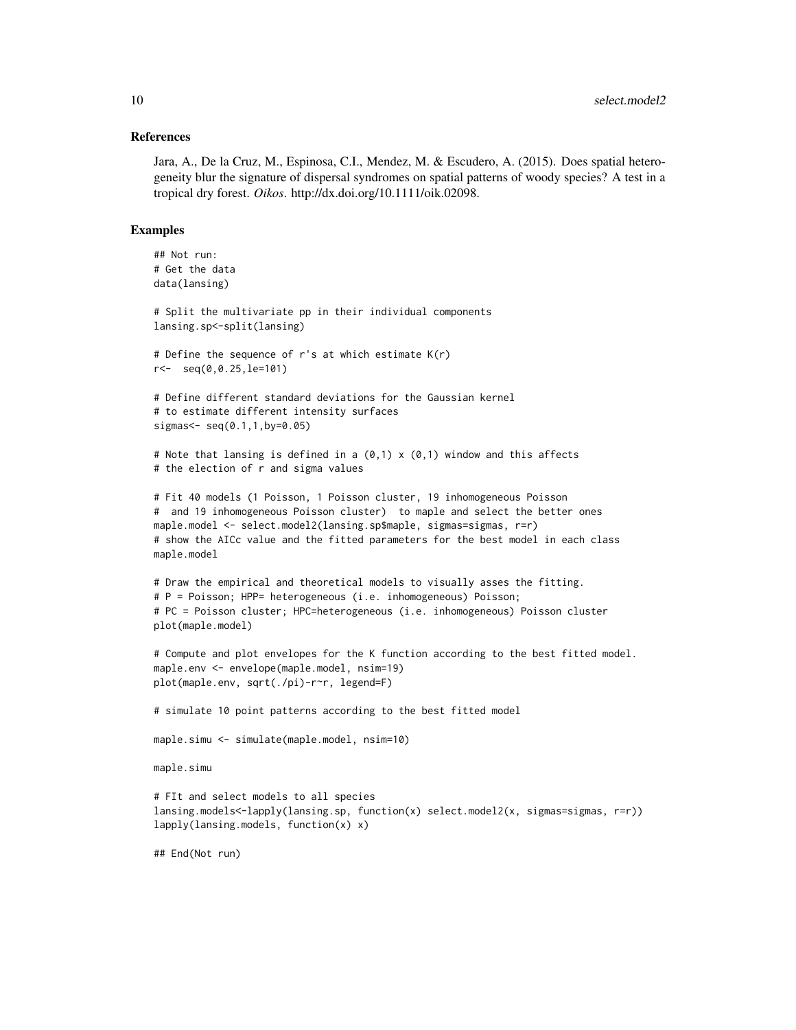## References

Jara, A., De la Cruz, M., Espinosa, C.I., Mendez, M. & Escudero, A. (2015). Does spatial heterogeneity blur the signature of dispersal syndromes on spatial patterns of woody species? A test in a tropical dry forest. *Oikos*. http://dx.doi.org/10.1111/oik.02098.

## Examples

```
## Not run:
# Get the data
data(lansing)

# Split the multivariate pp in their individual components
lansing.sp<-split(lansing)

# Define the sequence of r's at which estimate K(r)
r<-  seq(0,0.25,le=101)

# Define different standard deviations for the Gaussian kernel
# to estimate different intensity surfaces
sigmas<- seq(0.1,1,by=0.05)

# Note that lansing is defined in a (0,1) x (0,1) window and this affects
# the election of r and sigma values

# Fit 40 models (1 Poisson, 1 Poisson cluster, 19 inhomogeneous Poisson
#  and 19 inhomogeneous Poisson cluster)  to maple and select the better ones
maple.model <- select.model2(lansing.sp$maple, sigmas=sigmas, r=r)
# show the AICc value and the fitted parameters for the best model in each class
maple.model

# Draw the empirical and theoretical models to visually asses the fitting.
# P = Poisson; HPP= heterogeneous (i.e. inhomogeneous) Poisson;
# PC = Poisson cluster; HPC=heterogeneous (i.e. inhomogeneous) Poisson cluster
plot(maple.model)

# Compute and plot envelopes for the K function according to the best fitted model.
maple.env <- envelope(maple.model, nsim=19)
plot(maple.env, sqrt(./pi)-r~r, legend=F)

# simulate 10 point patterns according to the best fitted model

maple.simu <- simulate(maple.model, nsim=10)

maple.simu

# FIt and select models to all species
lansing.models<-lapply(lansing.sp, function(x) select.model2(x, sigmas=sigmas, r=r))
lapply(lansing.models, function(x) x)

## End(Not run)
```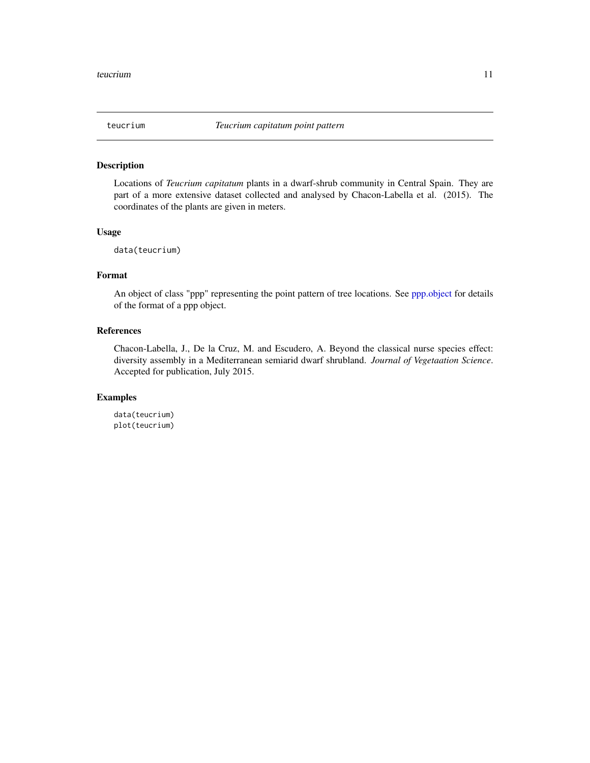# teucrium — *Teucrium capitatum point pattern*

## Description

Locations of *Teucrium capitatum* plants in a dwarf-shrub community in Central Spain. They are part of a more extensive dataset collected and analysed by Chacon-Labella et al. (2015). The coordinates of the plants are given in meters.

## Usage

```
data(teucrium)
```

## Format

An object of class "ppp" representing the point pattern of tree locations. See ppp.object for details of the format of a ppp object.

## References

Chacon-Labella, J., De la Cruz, M. and Escudero, A. Beyond the classical nurse species effect: diversity assembly in a Mediterranean semiarid dwarf shrubland. *Journal of Vegetaation Science*. Accepted for publication, July 2015.

## Examples

```
data(teucrium)
plot(teucrium)
```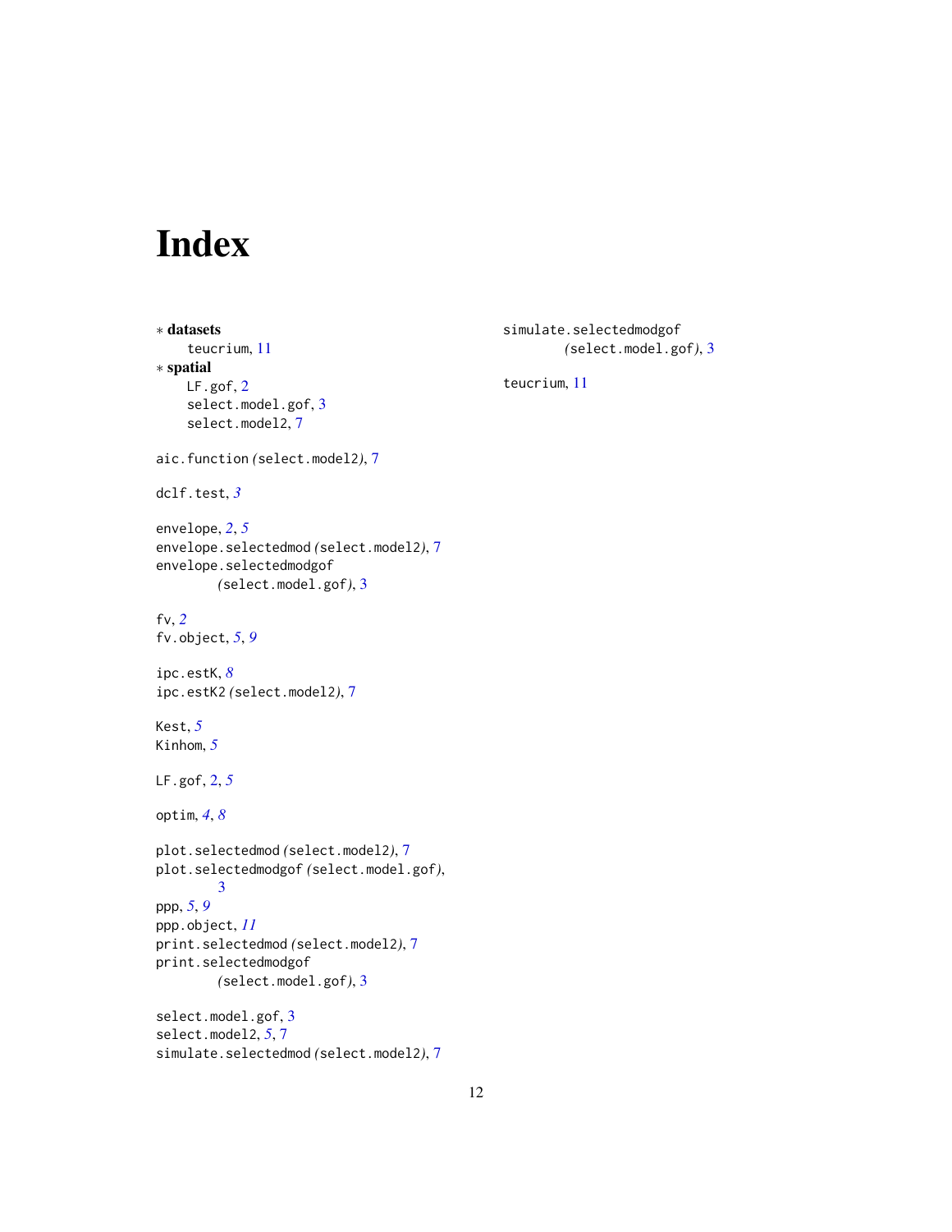# Index

* **datasets**
    teucrium, 11
* **spatial**
    LF.gof, 2
    select.model.gof, 3
    select.model2, 7

aic.function (select.model2), 7

dclf.test, *3*

envelope, *2*, *5*
envelope.selectedmod (select.model2), 7
envelope.selectedmodgof
        (select.model.gof), 3

fv, *2*
fv.object, *5*, *9*

ipc.estK, *8*
ipc.estK2 (select.model2), 7

Kest, *5*
Kinhom, *5*

LF.gof, 2, *5*

optim, *4*, *8*

plot.selectedmod (select.model2), 7
plot.selectedmodgof (select.model.gof),
        3
ppp, *5*, *9*
ppp.object, *11*
print.selectedmod (select.model2), 7
print.selectedmodgof
        (select.model.gof), 3

select.model.gof, 3
select.model2, *5*, 7
simulate.selectedmod (select.model2), 7
simulate.selectedmodgof
        (select.model.gof), 3

teucrium, 11